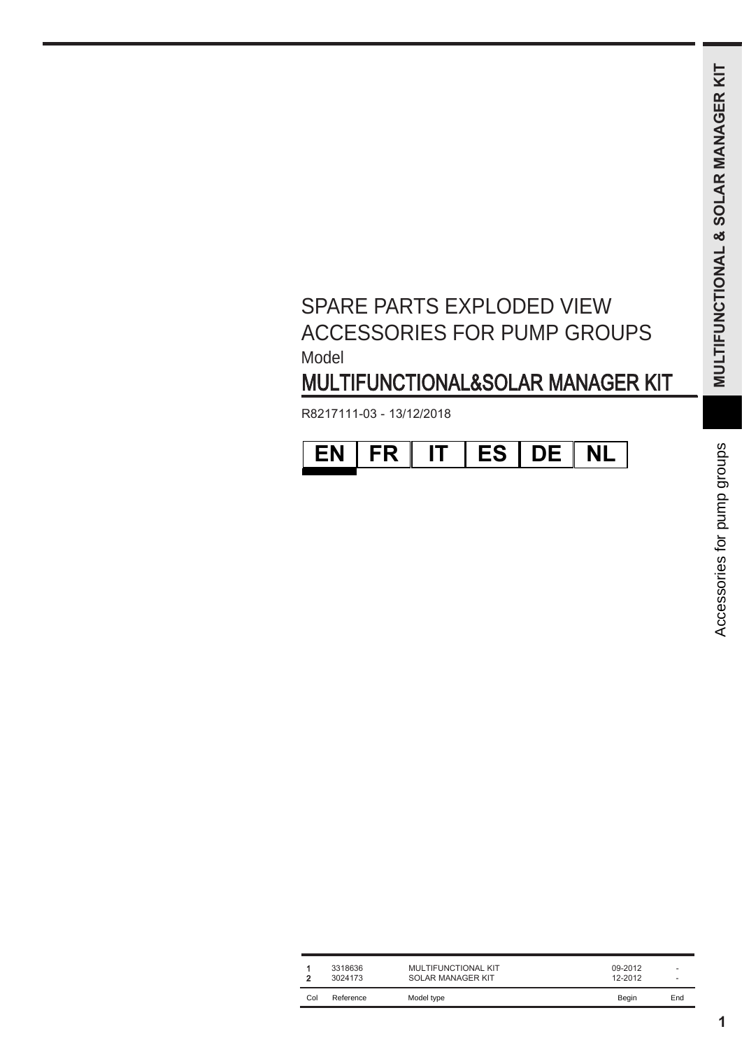# SPARE PARTS EXPLODED VIEW
# ACCESSORIES FOR PUMP GROUPS

Model

## MULTIFUNCTIONAL&SOLAR MANAGER KIT

R8217111-03 - 13/12/2018

| EN | FR | IT | ES | DE | NL |
|---|---|---|---|---|---|

| Col | Reference | Model type | Begin | End |
|---|---|---|---|---|
| **1** | 3318636 | MULTIFUNCTIONAL KIT | 09-2012 | - |
| **2** | 3024173 | SOLAR MANAGER KIT | 12-2012 | - |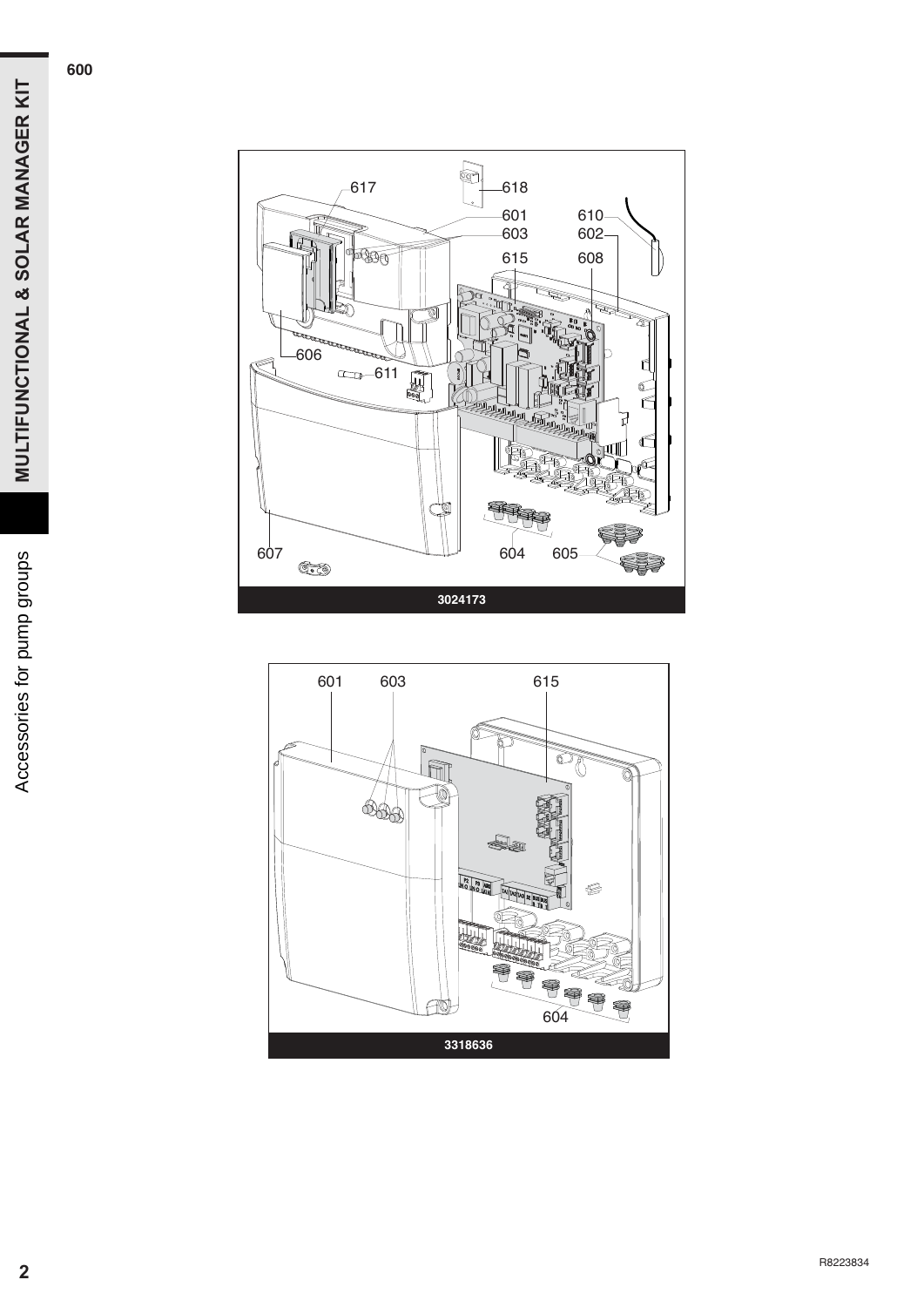**600**

617 618 601 603 610 602 615 608 606 611 607 604 605

**3024173**

601 603 615

604

**3318636**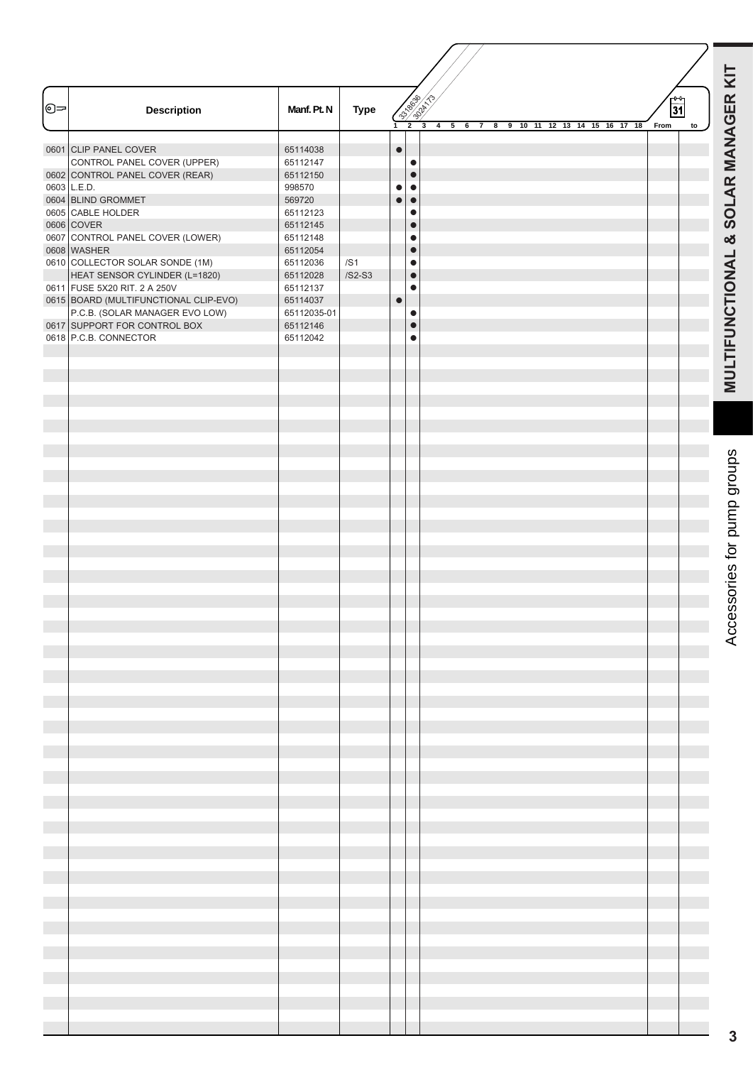# MULTIFUNCTIONAL & SOLAR MANAGER KIT

Accessories for pump groups

| | Description | Manf. Pt. N | Type | 1 (3318636) | 2 (3024173) | From | to |
|---|---|---|---|---|---|---|---|
| 0601 | CLIP PANEL COVER | 65114038 | | ● | | | |
| | CONTROL PANEL COVER (UPPER) | 65112147 | | | ● | | |
| 0602 | CONTROL PANEL COVER (REAR) | 65112150 | | | ● | | |
| 0603 | L.E.D. | 998570 | | ● | ● | | |
| 0604 | BLIND GROMMET | 569720 | | ● | ● | | |
| 0605 | CABLE HOLDER | 65112123 | | | ● | | |
| 0606 | COVER | 65112145 | | | ● | | |
| 0607 | CONTROL PANEL COVER (LOWER) | 65112148 | | | ● | | |
| 0608 | WASHER | 65112054 | | | ● | | |
| 0610 | COLLECTOR SOLAR SONDE (1M) | 65112036 | /S1 | | ● | | |
| | HEAT SENSOR CYLINDER (L=1820) | 65112028 | /S2-S3 | | ● | | |
| 0611 | FUSE 5X20 RIT. 2 A 250V | 65112137 | | | ● | | |
| 0615 | BOARD (MULTIFUNCTIONAL CLIP-EVO) | 65114037 | | ● | | | |
| | P.C.B. (SOLAR MANAGER EVO LOW) | 65112035-01 | | | ● | | |
| 0617 | SUPPORT FOR CONTROL BOX | 65112146 | | | ● | | |
| 0618 | P.C.B. CONNECTOR | 65112042 | | | ● | | |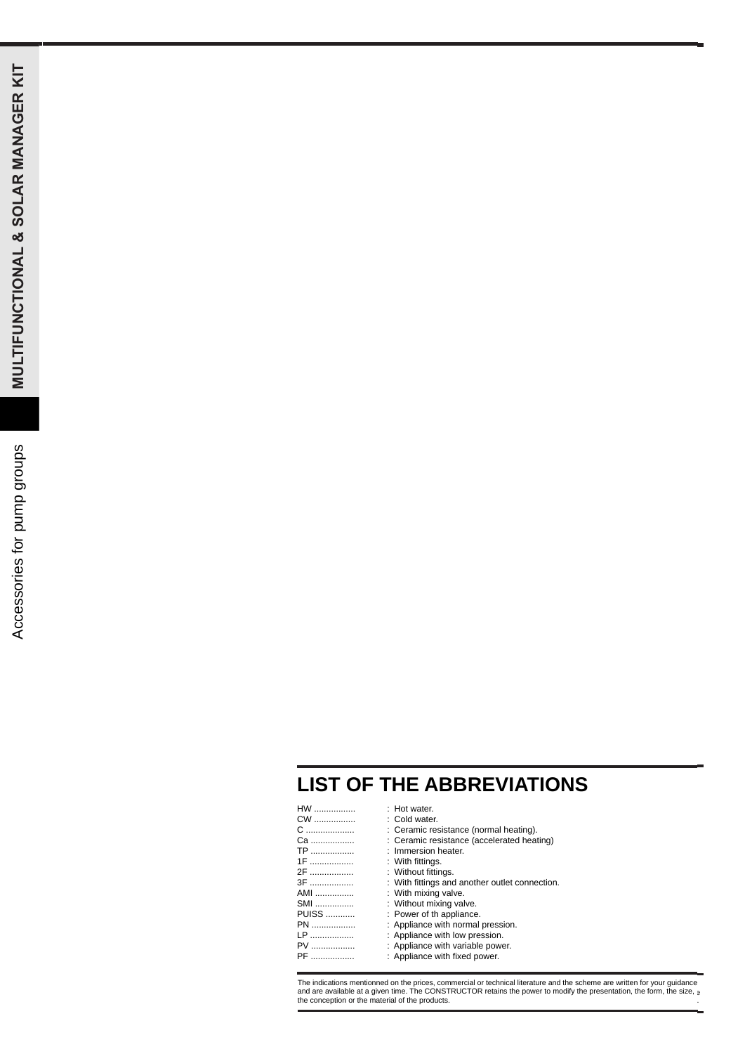# LIST OF THE ABBREVIATIONS

| | |
|---|---|
| HW | : Hot water. |
| CW | : Cold water. |
| C | : Ceramic resistance (normal heating). |
| Ca | : Ceramic resistance (accelerated heating) |
| TP | : Immersion heater. |
| 1F | : With fittings. |
| 2F | : Without fittings. |
| 3F | : With fittings and another outlet connection. |
| AMI | : With mixing valve. |
| SMI | : Without mixing valve. |
| PUISS | : Power of th appliance. |
| PN | : Appliance with normal pression. |
| LP | : Appliance with low pression. |
| PV | : Appliance with variable power. |
| PF | : Appliance with fixed power. |

The indications mentionned on the prices, commercial or technical literature and the scheme are written for your guidance and are available at a given time. The CONSTRUCTOR retains the power to modify the presentation, the form, the size, the conception or the material of the products.